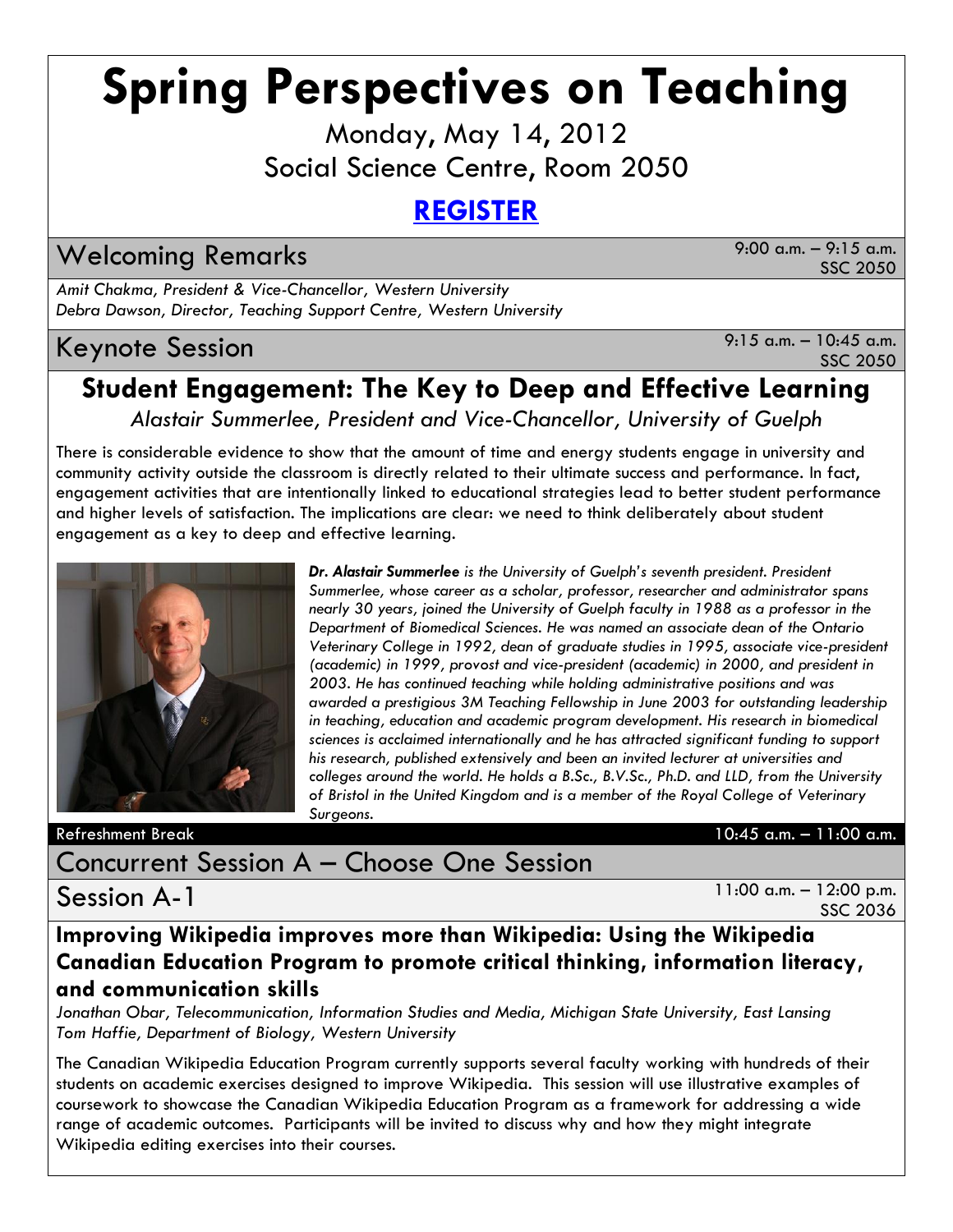# Spring Perspectives on Teaching

Monday, May 14, 2012

Social Science Centre, Room 2050

**[REGISTER]**

## Welcoming Remarks

9:00 a.m. – 9:15 a.m.
SSC 2050

*Amit Chakma, President & Vice-Chancellor, Western University*
*Debra Dawson, Director, Teaching Support Centre, Western University*

## Keynote Session

9:15 a.m. – 10:45 a.m.
SSC 2050

### Student Engagement: The Key to Deep and Effective Learning

*Alastair Summerlee, President and Vice-Chancellor, University of Guelph*

There is considerable evidence to show that the amount of time and energy students engage in university and community activity outside the classroom is directly related to their ultimate success and performance. In fact, engagement activities that are intentionally linked to educational strategies lead to better student performance and higher levels of satisfaction. The implications are clear: we need to think deliberately about student engagement as a key to deep and effective learning.

***Dr. Alastair Summerlee** is the University of Guelph's seventh president. President Summerlee, whose career as a scholar, professor, researcher and administrator spans nearly 30 years, joined the University of Guelph faculty in 1988 as a professor in the Department of Biomedical Sciences. He was named an associate dean of the Ontario Veterinary College in 1992, dean of graduate studies in 1995, associate vice-president (academic) in 1999, provost and vice-president (academic) in 2000, and president in 2003. He has continued teaching while holding administrative positions and was awarded a prestigious 3M Teaching Fellowship in June 2003 for outstanding leadership in teaching, education and academic program development. His research in biomedical sciences is acclaimed internationally and he has attracted significant funding to support his research, published extensively and been an invited lecturer at universities and colleges around the world. He holds a B.Sc., B.V.Sc., Ph.D. and LLD, from the University of Bristol in the United Kingdom and is a member of the Royal College of Veterinary Surgeons.*

Refreshment Break 10:45 a.m. – 11:00 a.m.

## Concurrent Session A – Choose One Session

## Session A-1

11:00 a.m. – 12:00 p.m.
SSC 2036

### Improving Wikipedia improves more than Wikipedia: Using the Wikipedia Canadian Education Program to promote critical thinking, information literacy, and communication skills

*Jonathan Obar, Telecommunication, Information Studies and Media, Michigan State University, East Lansing*
*Tom Haffie, Department of Biology, Western University*

The Canadian Wikipedia Education Program currently supports several faculty working with hundreds of their students on academic exercises designed to improve Wikipedia. This session will use illustrative examples of coursework to showcase the Canadian Wikipedia Education Program as a framework for addressing a wide range of academic outcomes. Participants will be invited to discuss why and how they might integrate Wikipedia editing exercises into their courses.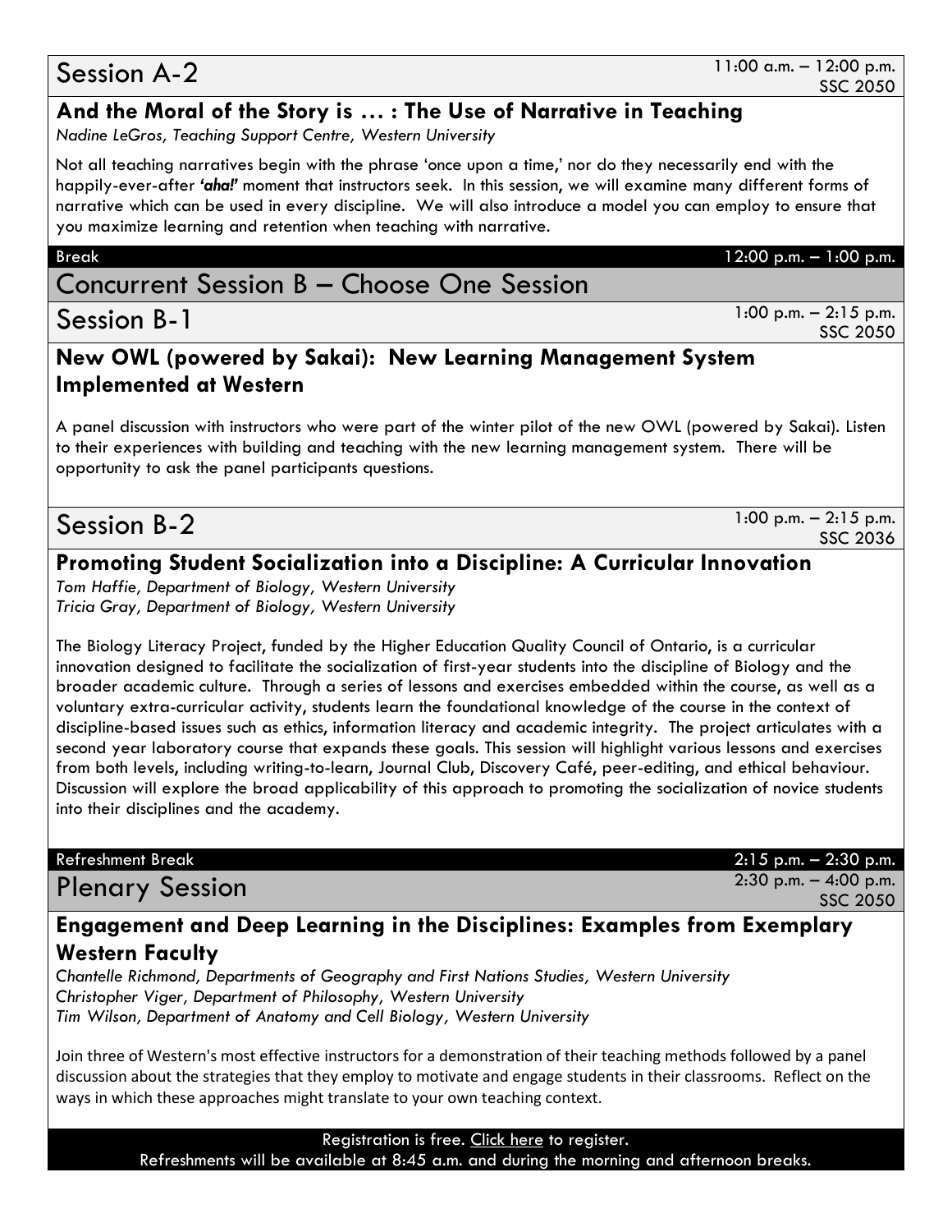## Session A-2

11:00 a.m. – 12:00 p.m.
SSC 2050

### And the Moral of the Story is … : The Use of Narrative in Teaching

*Nadine LeGros, Teaching Support Centre, Western University*

Not all teaching narratives begin with the phrase 'once upon a time,' nor do they necessarily end with the happily-ever-after ***'aha!'*** moment that instructors seek. In this session, we will examine many different forms of narrative which can be used in every discipline. We will also introduce a model you can employ to ensure that you maximize learning and retention when teaching with narrative.

Break 12:00 p.m. – 1:00 p.m.

# Concurrent Session B – Choose One Session

## Session B-1

1:00 p.m. – 2:15 p.m.
SSC 2050

### New OWL (powered by Sakai): New Learning Management System Implemented at Western

A panel discussion with instructors who were part of the winter pilot of the new OWL (powered by Sakai). Listen to their experiences with building and teaching with the new learning management system. There will be opportunity to ask the panel participants questions.

## Session B-2

1:00 p.m. – 2:15 p.m.
SSC 2036

### Promoting Student Socialization into a Discipline: A Curricular Innovation

*Tom Haffie, Department of Biology, Western University*
*Tricia Gray, Department of Biology, Western University*

The Biology Literacy Project, funded by the Higher Education Quality Council of Ontario, is a curricular innovation designed to facilitate the socialization of first-year students into the discipline of Biology and the broader academic culture. Through a series of lessons and exercises embedded within the course, as well as a voluntary extra-curricular activity, students learn the foundational knowledge of the course in the context of discipline-based issues such as ethics, information literacy and academic integrity. The project articulates with a second year laboratory course that expands these goals. This session will highlight various lessons and exercises from both levels, including writing-to-learn, Journal Club, Discovery Café, peer-editing, and ethical behaviour. Discussion will explore the broad applicability of this approach to promoting the socialization of novice students into their disciplines and the academy.

Refreshment Break 2:15 p.m. – 2:30 p.m.

## Plenary Session

2:30 p.m. – 4:00 p.m.
SSC 2050

### Engagement and Deep Learning in the Disciplines: Examples from Exemplary Western Faculty

*Chantelle Richmond, Departments of Geography and First Nations Studies, Western University*
*Christopher Viger, Department of Philosophy, Western University*
*Tim Wilson, Department of Anatomy and Cell Biology, Western University*

Join three of Western's most effective instructors for a demonstration of their teaching methods followed by a panel discussion about the strategies that they employ to motivate and engage students in their classrooms. Reflect on the ways in which these approaches might translate to your own teaching context.

Registration is free. Click here to register.
Refreshments will be available at 8:45 a.m. and during the morning and afternoon breaks.